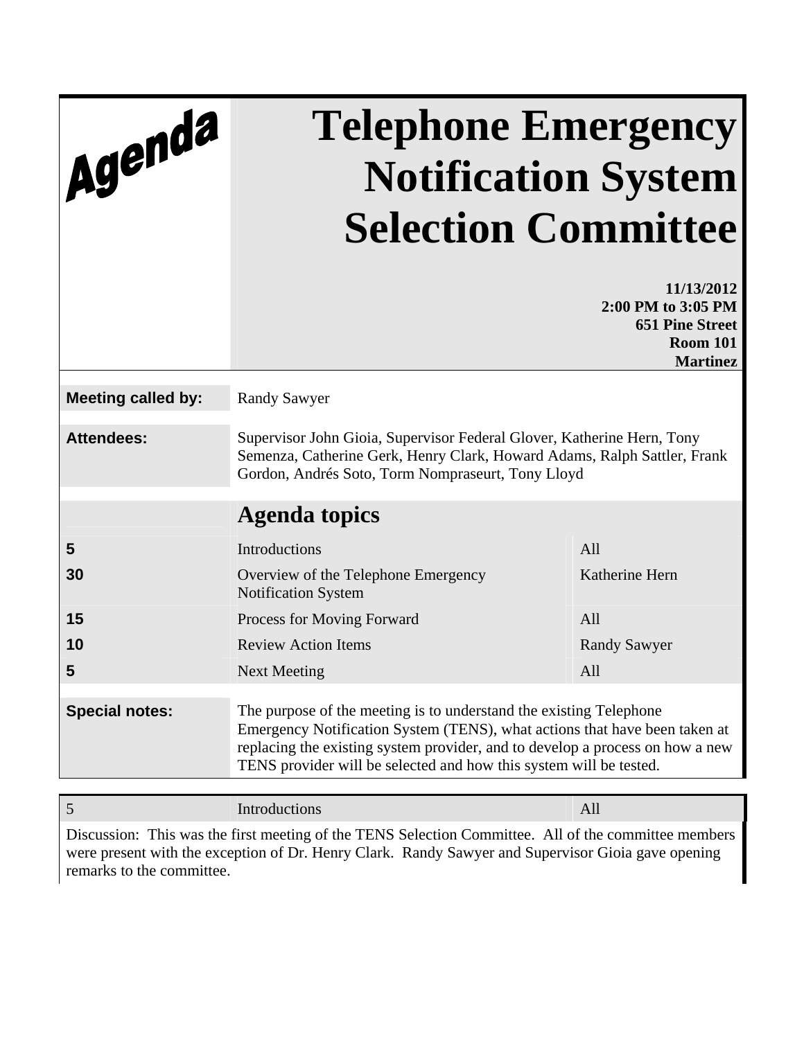Agenda

# Telephone Emergency Notification System Selection Committee

**11/13/2012**
**2:00 PM to 3:05 PM**
**651 Pine Street**
**Room 101**
**Martinez**

**Meeting called by:** Randy Sawyer

**Attendees:** Supervisor John Gioia, Supervisor Federal Glover, Katherine Hern, Tony Semenza, Catherine Gerk, Henry Clark, Howard Adams, Ralph Sattler, Frank Gordon, Andrés Soto, Torm Nompraseurt, Tony Lloyd

## Agenda topics

| | | |
|---|---|---|
| 5 | Introductions | All |
| 30 | Overview of the Telephone Emergency Notification System | Katherine Hern |
| 15 | Process for Moving Forward | All |
| 10 | Review Action Items | Randy Sawyer |
| 5 | Next Meeting | All |

**Special notes:** The purpose of the meeting is to understand the existing Telephone Emergency Notification System (TENS), what actions that have been taken at replacing the existing system provider, and to develop a process on how a new TENS provider will be selected and how this system will be tested.

| 5 | Introductions | All |
|---|---|---|

Discussion: This was the first meeting of the TENS Selection Committee. All of the committee members were present with the exception of Dr. Henry Clark. Randy Sawyer and Supervisor Gioia gave opening remarks to the committee.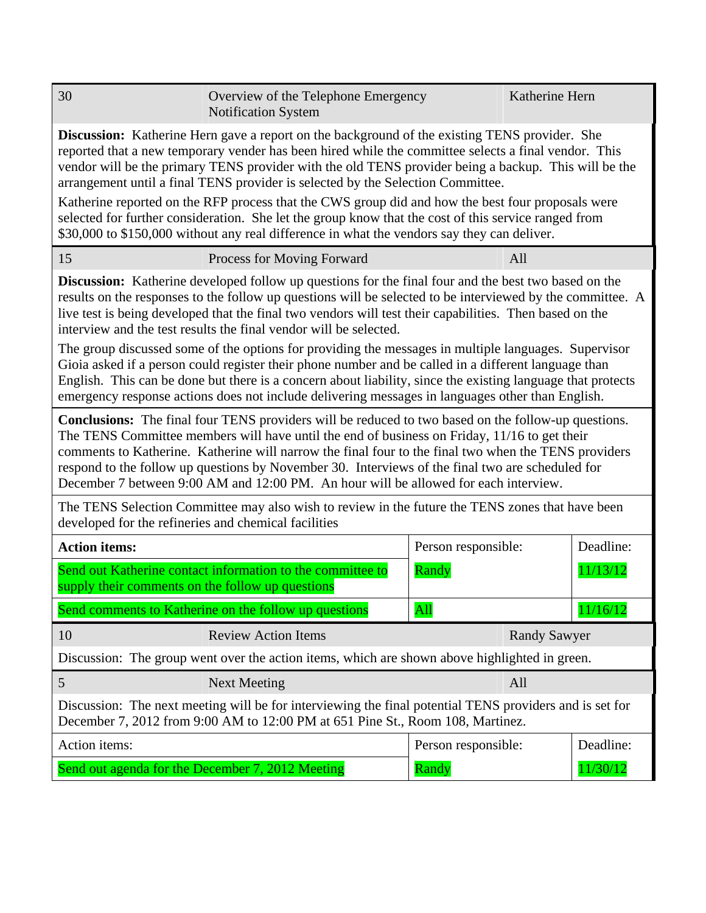| | | |
|---|---|---|
| 30 | Overview of the Telephone Emergency Notification System | Katherine Hern |

**Discussion:** Katherine Hern gave a report on the background of the existing TENS provider. She reported that a new temporary vender has been hired while the committee selects a final vendor. This vendor will be the primary TENS provider with the old TENS provider being a backup. This will be the arrangement until a final TENS provider is selected by the Selection Committee.

Katherine reported on the RFP process that the CWS group did and how the best four proposals were selected for further consideration. She let the group know that the cost of this service ranged from $30,000 to $150,000 without any real difference in what the vendors say they can deliver.

| | | |
|---|---|---|
| 15 | Process for Moving Forward | All |

**Discussion:** Katherine developed follow up questions for the final four and the best two based on the results on the responses to the follow up questions will be selected to be interviewed by the committee. A live test is being developed that the final two vendors will test their capabilities. Then based on the interview and the test results the final vendor will be selected.

The group discussed some of the options for providing the messages in multiple languages. Supervisor Gioia asked if a person could register their phone number and be called in a different language than English. This can be done but there is a concern about liability, since the existing language that protects emergency response actions does not include delivering messages in languages other than English.

**Conclusions:** The final four TENS providers will be reduced to two based on the follow-up questions. The TENS Committee members will have until the end of business on Friday, 11/16 to get their comments to Katherine. Katherine will narrow the final four to the final two when the TENS providers respond to the follow up questions by November 30. Interviews of the final two are scheduled for December 7 between 9:00 AM and 12:00 PM. An hour will be allowed for each interview.

The TENS Selection Committee may also wish to review in the future the TENS zones that have been developed for the refineries and chemical facilities

| **Action items:** | Person responsible: | Deadline: |
|---|---|---|
| Send out Katherine contact information to the committee to supply their comments on the follow up questions | Randy | 11/13/12 |
| Send comments to Katherine on the follow up questions | All | 11/16/12 |

| | | |
|---|---|---|
| 10 | Review Action Items | Randy Sawyer |

Discussion: The group went over the action items, which are shown above highlighted in green.

| | | |
|---|---|---|
| 5 | Next Meeting | All |

Discussion: The next meeting will be for interviewing the final potential TENS providers and is set for December 7, 2012 from 9:00 AM to 12:00 PM at 651 Pine St., Room 108, Martinez.

| Action items: | Person responsible: | Deadline: |
|---|---|---|
| Send out agenda for the December 7, 2012 Meeting | Randy | 11/30/12 |